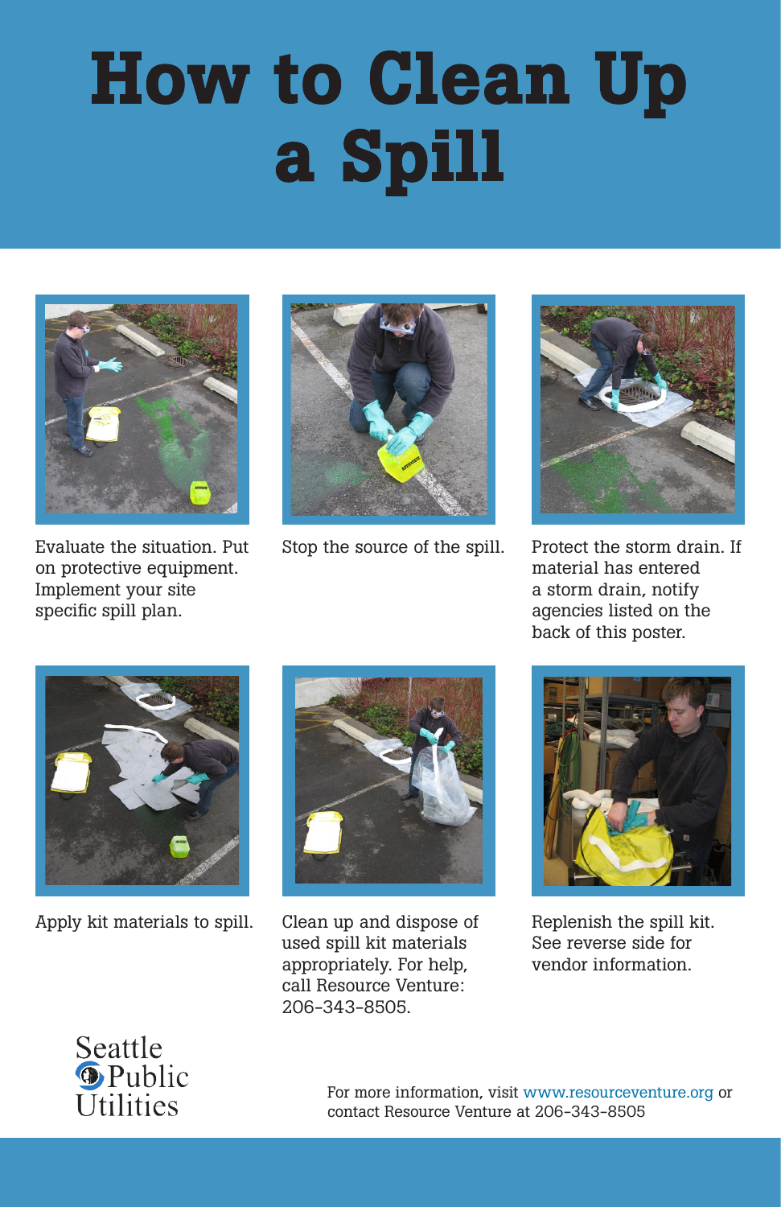# How to Clean Up a Spill

Evaluate the situation. Put on protective equipment. Implement your site specific spill plan.

Stop the source of the spill.

Protect the storm drain. If material has entered a storm drain, notify agencies listed on the back of this poster.

Apply kit materials to spill.

Clean up and dispose of used spill kit materials appropriately. For help, call Resource Venture: 206-343-8505.

Replenish the spill kit. See reverse side for vendor information.

Seattle Public Utilities

For more information, visit www.resourceventure.org or contact Resource Venture at 206-343-8505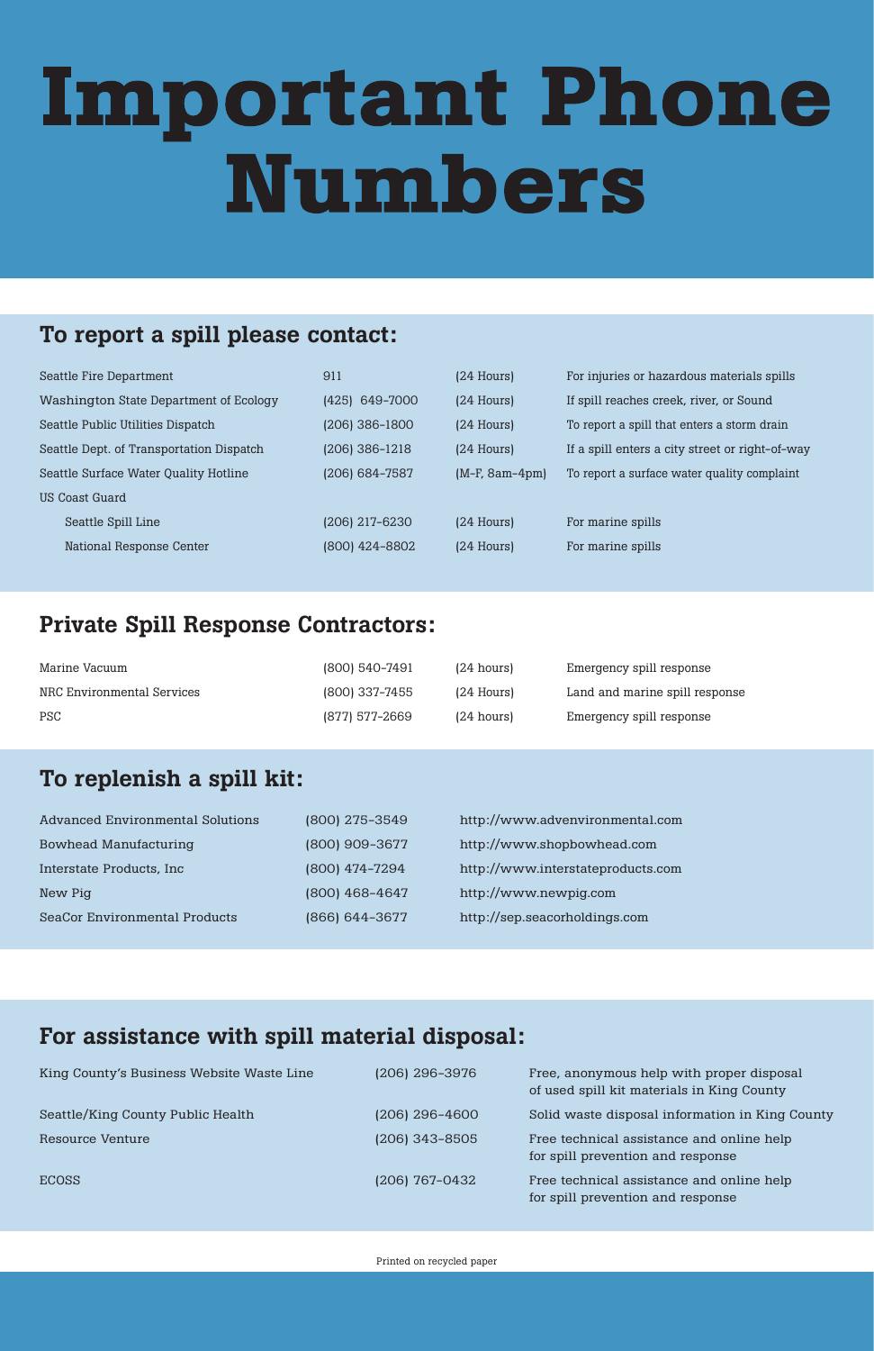# Important Phone Numbers

## To report a spill please contact:

| | | | |
|---|---|---|---|
| Seattle Fire Department | 911 | (24 Hours) | For injuries or hazardous materials spills |
| Washington State Department of Ecology | (425) 649-7000 | (24 Hours) | If spill reaches creek, river, or Sound |
| Seattle Public Utilities Dispatch | (206) 386-1800 | (24 Hours) | To report a spill that enters a storm drain |
| Seattle Dept. of Transportation Dispatch | (206) 386-1218 | (24 Hours) | If a spill enters a city street or right-of-way |
| Seattle Surface Water Quality Hotline | (206) 684-7587 | (M-F, 8am-4pm) | To report a surface water quality complaint |
| US Coast Guard | | | |
| Seattle Spill Line | (206) 217-6230 | (24 Hours) | For marine spills |
| National Response Center | (800) 424-8802 | (24 Hours) | For marine spills |

## Private Spill Response Contractors:

| | | | |
|---|---|---|---|
| Marine Vacuum | (800) 540-7491 | (24 hours) | Emergency spill response |
| NRC Environmental Services | (800) 337-7455 | (24 Hours) | Land and marine spill response |
| PSC | (877) 577-2669 | (24 hours) | Emergency spill response |

## To replenish a spill kit:

| | | |
|---|---|---|
| Advanced Environmental Solutions | (800) 275-3549 | http://www.advenvironmental.com |
| Bowhead Manufacturing | (800) 909-3677 | http://www.shopbowhead.com |
| Interstate Products, Inc | (800) 474-7294 | http://www.interstateproducts.com |
| New Pig | (800) 468-4647 | http://www.newpig.com |
| SeaCor Environmental Products | (866) 644-3677 | http://sep.seacorholdings.com |

## For assistance with spill material disposal:

| | | |
|---|---|---|
| King County's Business Website Waste Line | (206) 296-3976 | Free, anonymous help with proper disposal of used spill kit materials in King County |
| Seattle/King County Public Health | (206) 296-4600 | Solid waste disposal information in King County |
| Resource Venture | (206) 343-8505 | Free technical assistance and online help for spill prevention and response |
| ECOSS | (206) 767-0432 | Free technical assistance and online help for spill prevention and response |

Printed on recycled paper